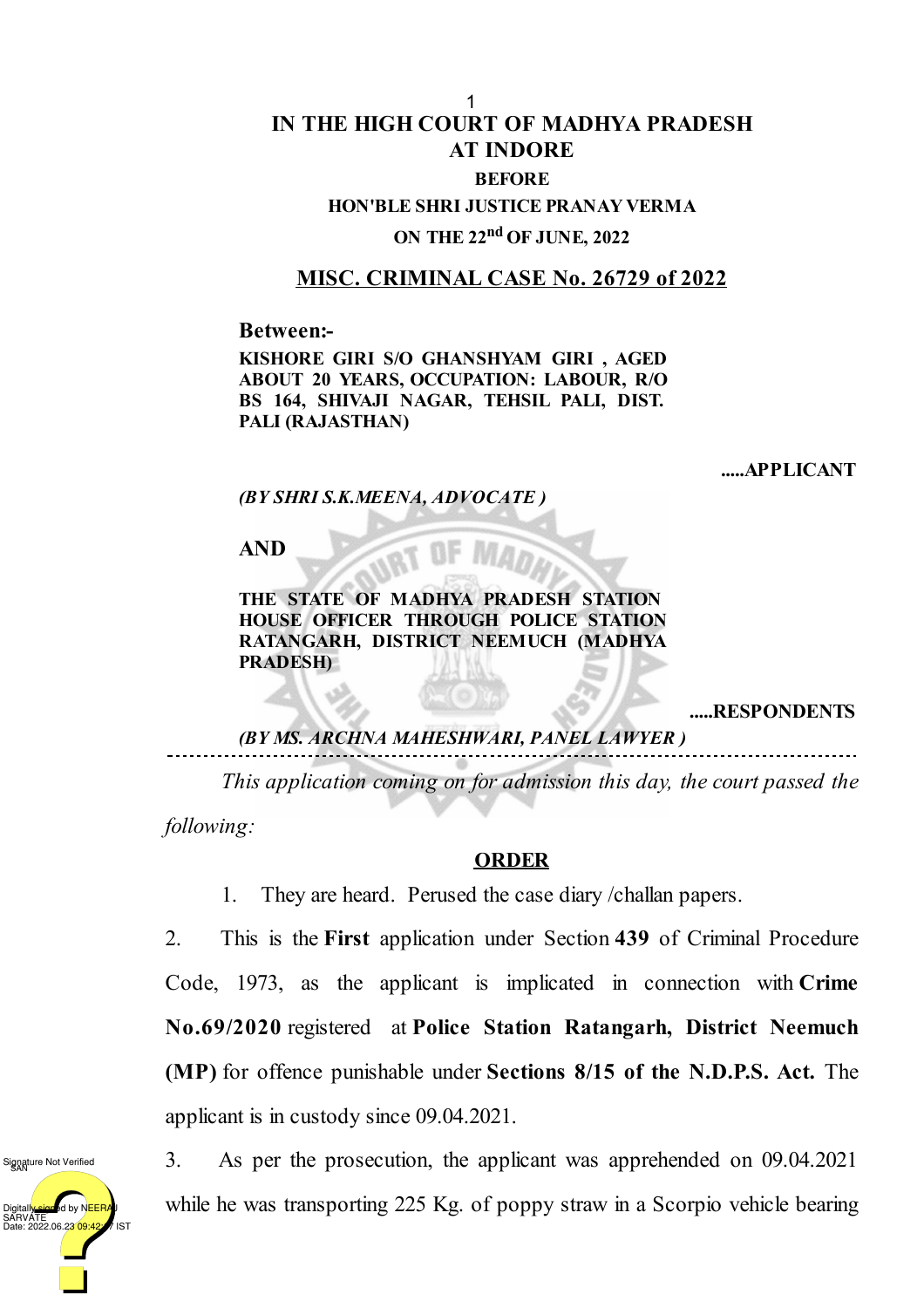# IN THE HIGH COURT OF MADHYA PRADESH
# AT INDORE

**BEFORE**

**HON'BLE SHRI JUSTICE PRANAY VERMA**

**ON THE 22nd OF JUNE, 2022**

## MISC. CRIMINAL CASE No. 26729 of 2022

**Between:-**

**KISHORE GIRI S/O GHANSHYAM GIRI , AGED ABOUT 20 YEARS, OCCUPATION: LABOUR, R/O BS 164, SHIVAJI NAGAR, TEHSIL PALI, DIST. PALI (RAJASTHAN)**

**.....APPLICANT**

***(BY SHRI S.K.MEENA, ADVOCATE )***

**AND**

**THE STATE OF MADHYA PRADESH STATION HOUSE OFFICER THROUGH POLICE STATION RATANGARH, DISTRICT NEEMUCH (MADHYA PRADESH)**

**.....RESPONDENTS**

***(BY MS. ARCHNA MAHESHWARI, PANEL LAWYER )***

---

*This application coming on for admission this day, the court passed the following:*

**ORDER**

1. They are heard. Perused the case diary /challan papers.

2. This is the **First** application under Section **439** of Criminal Procedure Code, 1973, as the applicant is implicated in connection with **Crime No.69/2020** registered at **Police Station Ratangarh, District Neemuch (MP)** for offence punishable under **Sections 8/15 of the N.D.P.S. Act.** The applicant is in custody since 09.04.2021.

3. As per the prosecution, the applicant was apprehended on 09.04.2021 while he was transporting 225 Kg. of poppy straw in a Scorpio vehicle bearing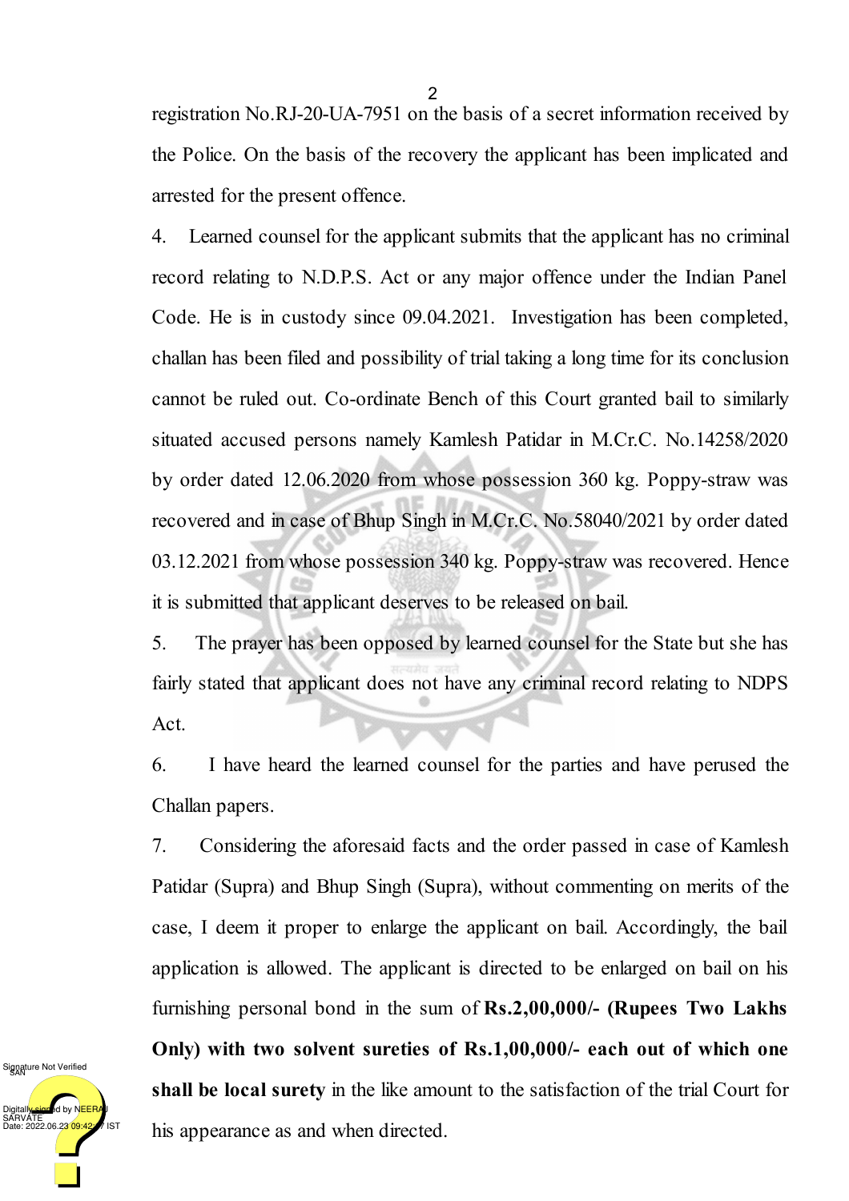registration No.RJ-20-UA-7951 on the basis of a secret information received by the Police. On the basis of the recovery the applicant has been implicated and arrested for the present offence.

4. Learned counsel for the applicant submits that the applicant has no criminal record relating to N.D.P.S. Act or any major offence under the Indian Panel Code. He is in custody since 09.04.2021. Investigation has been completed, challan has been filed and possibility of trial taking a long time for its conclusion cannot be ruled out. Co-ordinate Bench of this Court granted bail to similarly situated accused persons namely Kamlesh Patidar in M.Cr.C. No.14258/2020 by order dated 12.06.2020 from whose possession 360 kg. Poppy-straw was recovered and in case of Bhup Singh in M.Cr.C. No.58040/2021 by order dated 03.12.2021 from whose possession 340 kg. Poppy-straw was recovered. Hence it is submitted that applicant deserves to be released on bail.

5. The prayer has been opposed by learned counsel for the State but she has fairly stated that applicant does not have any criminal record relating to NDPS Act.

6. I have heard the learned counsel for the parties and have perused the Challan papers.

7. Considering the aforesaid facts and the order passed in case of Kamlesh Patidar (Supra) and Bhup Singh (Supra), without commenting on merits of the case, I deem it proper to enlarge the applicant on bail. Accordingly, the bail application is allowed. The applicant is directed to be enlarged on bail on his furnishing personal bond in the sum of **Rs.2,00,000/- (Rupees Two Lakhs Only) with two solvent sureties of Rs.1,00,000/- each out of which one shall be local surety** in the like amount to the satisfaction of the trial Court for his appearance as and when directed.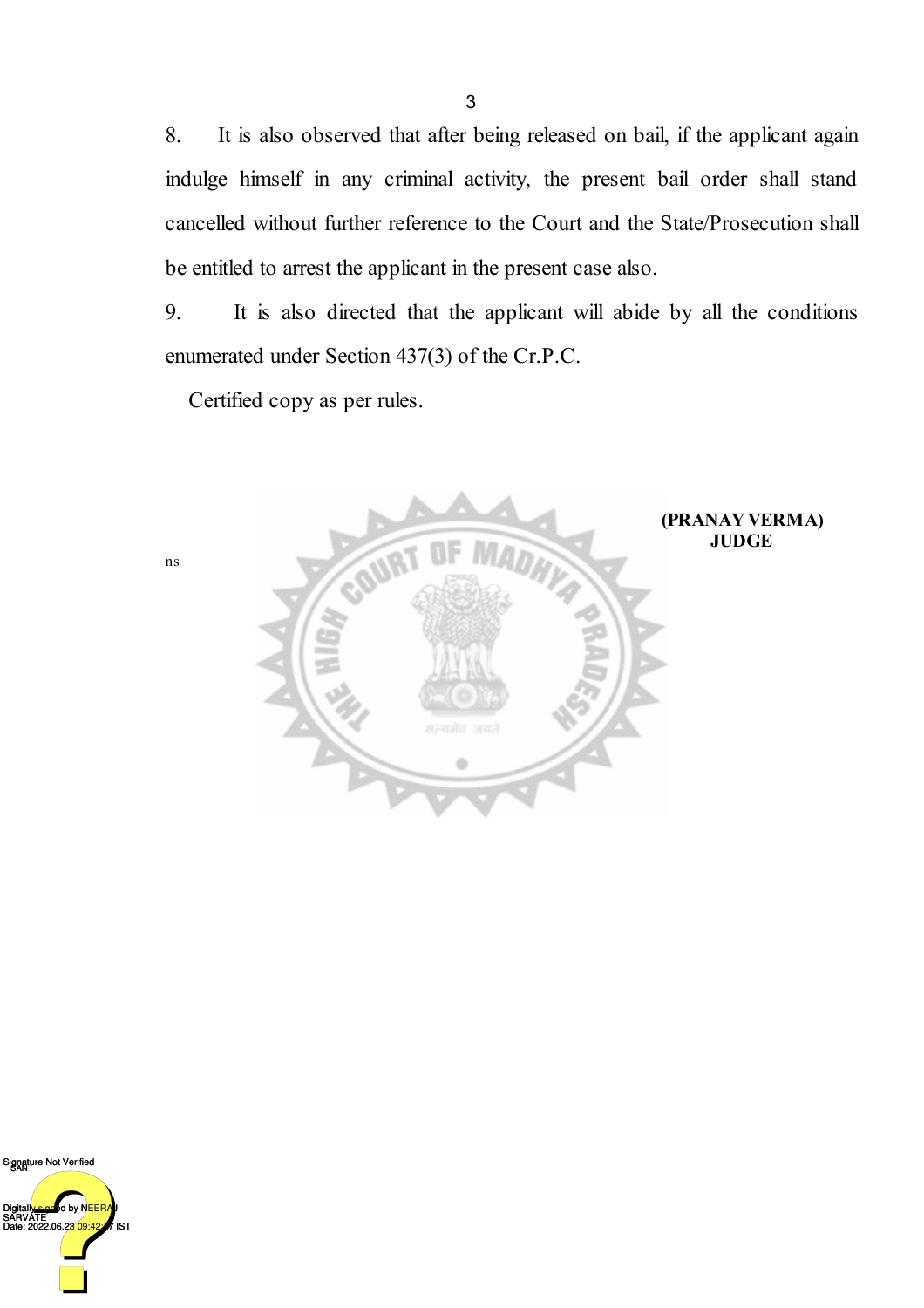8. It is also observed that after being released on bail, if the applicant again indulge himself in any criminal activity, the present bail order shall stand cancelled without further reference to the Court and the State/Prosecution shall be entitled to arrest the applicant in the present case also.

9. It is also directed that the applicant will abide by all the conditions enumerated under Section 437(3) of the Cr.P.C.

Certified copy as per rules.

**(PRANAY VERMA)**
**JUDGE**

ns

Signature Not Verified
SAN
Digitally signed by NEERAJ SARVATE
Date: 2022.06.23 09:42:47 IST